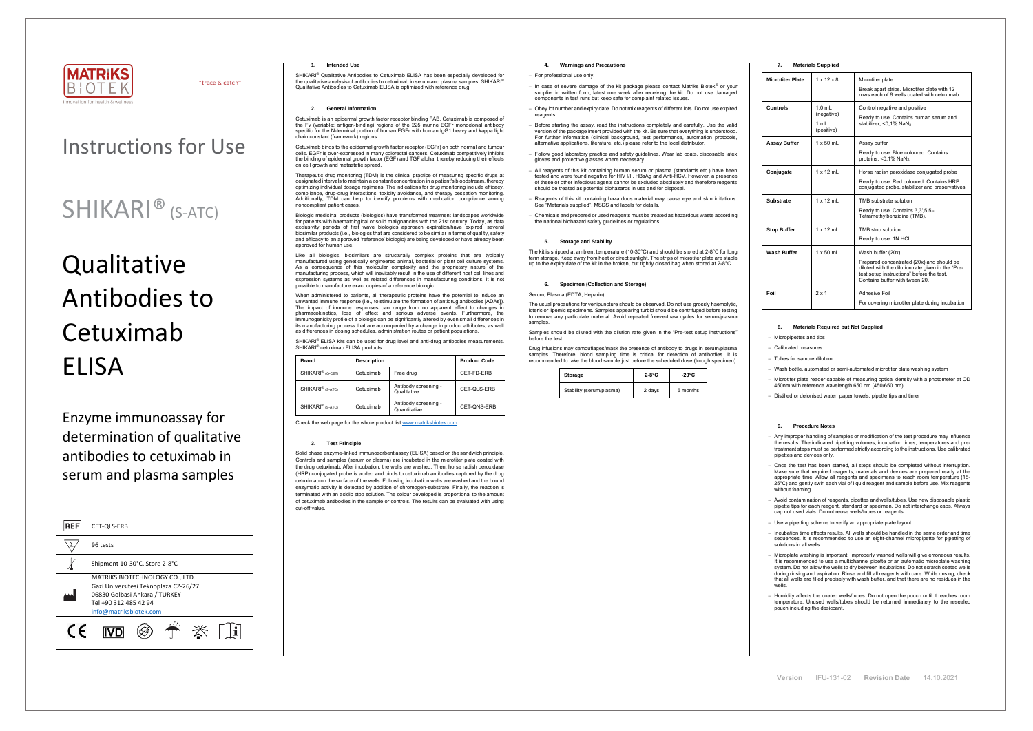"trace & catch"

# Instructions for Use

# SHIKARI® (S-ATC)

# Qualitative Antibodies to Cetuximab ELISA

Enzyme immunoassay for determination of qualitative antibodies to cetuximab in serum and plasma samples

| REF | CET-QLS-ERB |
|---|---|
| Σ | 96 tests |
| Temperature | Shipment 10-30°C, Store 2-8°C |
| Manufacturer | MATRIKS BIOTECHNOLOGY CO., LTD. Gazi Universitesi Teknoplaza CZ-26/27 06830 Golbasi Ankara / TURKEY Tel +90 312 485 42 94 info@matriksbiotek.com |

CE IVD

## 1. Intended Use

SHIKARI® Qualitative Antibodies to Cetuximab ELISA has been especially developed for the qualitative analysis of antibodies to cetuximab in serum and plasma samples. SHIKARI® Qualitative Antibodies to Cetuximab ELISA is optimized with reference drug.

## 2. General Information

Cetuximab is an epidermal growth factor receptor binding FAB. Cetuximab is composed of the Fv (variable; antigen-binding) regions of the 225 murine EGFr monoclonal antibody specific for the N-terminal portion of human EGFr with human IgG1 heavy and kappa light chain constant (framework) regions.

Cetuximab binds to the epidermal growth factor receptor (EGFr) on both normal and tumour cells. EGFr is over-expressed in many colorectal cancers. Cetuximab competitively inhibits the binding of epidermal growth factor (EGF) and TGF alpha, thereby reducing their effects on cell growth and metastatic spread.

Therapeutic drug monitoring (TDM) is the clinical practice of measuring specific drugs at designated intervals to maintain a constant concentration in a patient's bloodstream, thereby optimizing individual dosage regimens. The indications for drug monitoring include efficacy, compliance, drug-drug interactions, toxicity avoidance, and therapy cessation monitoring. Additionally, TDM can help to identify problems with medication compliance among noncompliant patient cases.

Biologic medicinal products (biologics) have transformed treatment landscapes worldwide for patients with haematological or solid malignancies with the 21st century. Today, as data exclusivity periods of first wave biologics approach expiration/have expired, several biosimilar products (i.e., biologics that are considered to be similar in terms of quality, safety and efficacy to an approved 'reference' biologic) are being developed or have already been approved for human use.

Like all biologics, biosimilars are structurally complex proteins that are typically manufactured using genetically engineered animal, bacterial or plant cell culture systems. As a consequence of this molecular complexity and the proprietary nature of the manufacturing process, which will inevitably result in the use of different host cell lines and expression systems as well as related differences in manufacturing conditions, it is not possible to manufacture exact copies of a reference biologic.

When administered to patients, all therapeutic proteins have the potential to induce an unwanted immune response (i.e., to stimulate the formation of antidrug antibodies [ADAs]). The impact of immune responses can range from no apparent effect to changes in pharmacokinetics, loss of effect and serious adverse events. Furthermore, the immunogenicity profile of a biologic can be significantly altered by even small differences in its manufacturing process that are accompanied by a change in product attributes, as well as differences in dosing schedules, administration routes or patient populations.

SHIKARI® ELISA kits can be used for drug level and anti-drug antibodies measurements. SHIKARI® cetuximab ELISA products:

| Brand | Description | | Product Code |
|---|---|---|---|
| SHIKARI® (Q-CET) | Cetuximab | Free drug | CET-FD-ERB |
| SHIKARI® (S-ATC) | Cetuximab | Antibody screening - Qualitative | CET-QLS-ERB |
| SHIKARI® (S-ATC) | Cetuximab | Antibody screening - Quantitative | CET-QNS-ERB |

Check the web page for the whole product list www.matriksbiotek.com

## 3. Test Principle

Solid phase enzyme-linked immunosorbent assay (ELISA) based on the sandwich principle. Controls and samples (serum or plasma) are incubated in the microtiter plate coated with the drug cetuximab. After incubation, the wells are washed. Then, horse radish peroxidase (HRP) conjugated probe is added and binds to cetuximab antibodies captured by the drug cetuximab on the surface of the wells. Following incubation wells are washed and the bound enzymatic activity is detected by addition of chromogen-substrate. Finally, the reaction is terminated with an acidic stop solution. The colour developed is proportional to the amount of cetuximab antibodies in the sample or controls. The results can be evaluated with using cut-off value.

## 4. Warnings and Precautions

- For professional use only.
- In case of severe damage of the kit package please contact Matriks Biotek® or your supplier in written form, latest one week after receiving the kit. Do not use damaged components in test runs but keep safe for complaint related issues.
- Obey lot number and expiry date. Do not mix reagents of different lots. Do not use expired reagents.
- Before starting the assay, read the instructions completely and carefully. Use the valid version of the package insert provided with the kit. Be sure that everything is understood. For further information (clinical background, test performance, automation protocols, alternative applications, literature, etc.) please refer to the local distributor.
- Follow good laboratory practice and safety guidelines. Wear lab coats, disposable latex gloves and protective glasses where necessary.
- All reagents of this kit containing human serum or plasma (standards etc.) have been tested and were found negative for HIV I/II, HBsAg and Anti-HCV. However, a presence of these or other infectious agents cannot be excluded absolutely and therefore reagents should be treated as potential biohazards in use and for disposal.
- Reagents of this kit containing hazardous material may cause eye and skin irritations. See "Materials supplied", MSDS and labels for details.
- Chemicals and prepared or used reagents must be treated as hazardous waste according the national biohazard safety guidelines or regulations.

## 5. Storage and Stability

The kit is shipped at ambient temperature (10-30°C) and should be stored at 2-8°C for long term storage. Keep away from heat or direct sunlight. The strips of microtiter plate are stable up to the expiry date of the kit in the broken, but tightly closed bag when stored at 2-8°C.

## 6. Specimen (Collection and Storage)

Serum, Plasma (EDTA, Heparin)

The usual precautions for venipuncture should be observed. Do not use grossly haemolytic, icteric or lipemic specimens. Samples appearing turbid should be centrifuged before testing to remove any particulate material. Avoid repeated freeze-thaw cycles for serum/plasma samples.

Samples should be diluted with the dilution rate given in the "Pre-test setup instructions" before the test.

Drug infusions may camouflages/mask the presence of antibody to drugs in serum/plasma samples. Therefore, blood sampling time is critical for detection of antibodies. It is recommended to take the blood sample just before the scheduled dose (trough specimen).

| Storage | 2-8°C | -20°C |
|---|---|---|
| Stability (serum/plasma) | 2 days | 6 months |

## 7. Materials Supplied

| Microtiter Plate | 1 x 12 x 8 | Microtiter plate<br>Break apart strips. Microtiter plate with 12 rows each of 8 wells coated with cetuximab. |
|---|---|---|
| Controls | 1,0 mL (negative)<br>1 mL (positive) | Control negative and positive<br>Ready to use. Contains human serum and stabilizer, <0,1% $NaN_3$. |
| Assay Buffer | 1 x 50 mL | Assay buffer<br>Ready to use. Blue coloured. Contains proteins, <0,1% $NaN_3$. |
| Conjugate | 1 x 12 mL | Horse radish peroxidase conjugated probe<br>Ready to use. Red coloured. Contains HRP conjugated probe, stabilizer and preservatives. |
| Substrate | 1 x 12 mL | TMB substrate solution<br>Ready to use. Contains 3,3',5,5'-Tetramethylbenzidine (TMB). |
| Stop Buffer | 1 x 12 mL | TMB stop solution<br>Ready to use. 1N HCl. |
| Wash Buffer | 1 x 50 mL | Wash buffer (20x)<br>Prepared concentrated (20x) and should be diluted with the dilution rate given in the "Pre-test setup instructions" before the test. Contains buffer with tween 20. |
| Foil | 2 x 1 | Adhesive Foil<br>For covering microtiter plate during incubation |

## 8. Materials Required but Not Supplied

- Micropipettes and tips
- Calibrated measures
- Tubes for sample dilution
- Wash bottle, automated or semi-automated microtiter plate washing system
- Microtiter plate reader capable of measuring optical density with a photometer at OD 450nm with reference wavelength 650 nm (450/650 nm)
- Distilled or deionised water, paper towels, pipette tips and timer

## 9. Procedure Notes

- Any improper handling of samples or modification of the test procedure may influence the results. The indicated pipetting volumes, incubation times, temperatures and pre-treatment steps must be performed strictly according to the instructions. Use calibrated pipettes and devices only.
- Once the test has been started, all steps should be completed without interruption. Make sure that required reagents, materials and devices are prepared ready at the appropriate time. Allow all reagents and specimens to reach room temperature (18-25°C) and gently swirl each vial of liquid reagent and sample before use. Mix reagents without foaming.
- Avoid contamination of reagents, pipettes and wells/tubes. Use new disposable plastic pipette tips for each reagent, standard or specimen. Do not interchange caps. Always cap not used vials. Do not reuse wells/tubes or reagents.
- Use a pipetting scheme to verify an appropriate plate layout.
- Incubation time affects results. All wells should be handled in the same order and time sequences. It is recommended to use an eight-channel micropipette for pipetting of solutions in all wells.
- Microplate washing is important. Improperly washed wells will give erroneous results. It is recommended to use a multichannel pipette or an automatic microplate washing system. Do not allow the wells to dry between incubations. Do not scratch coated wells during rinsing and aspiration. Rinse and fill all reagents with care. While rinsing, check that all wells are filled precisely with wash buffer, and that there are no residues in the wells.
- Humidity affects the coated wells/tubes. Do not open the pouch until it reaches room temperature. Unused wells/tubes should be returned immediately to the resealed pouch including the desiccant.

Version IFU-131-02 Revision Date 14.10.2021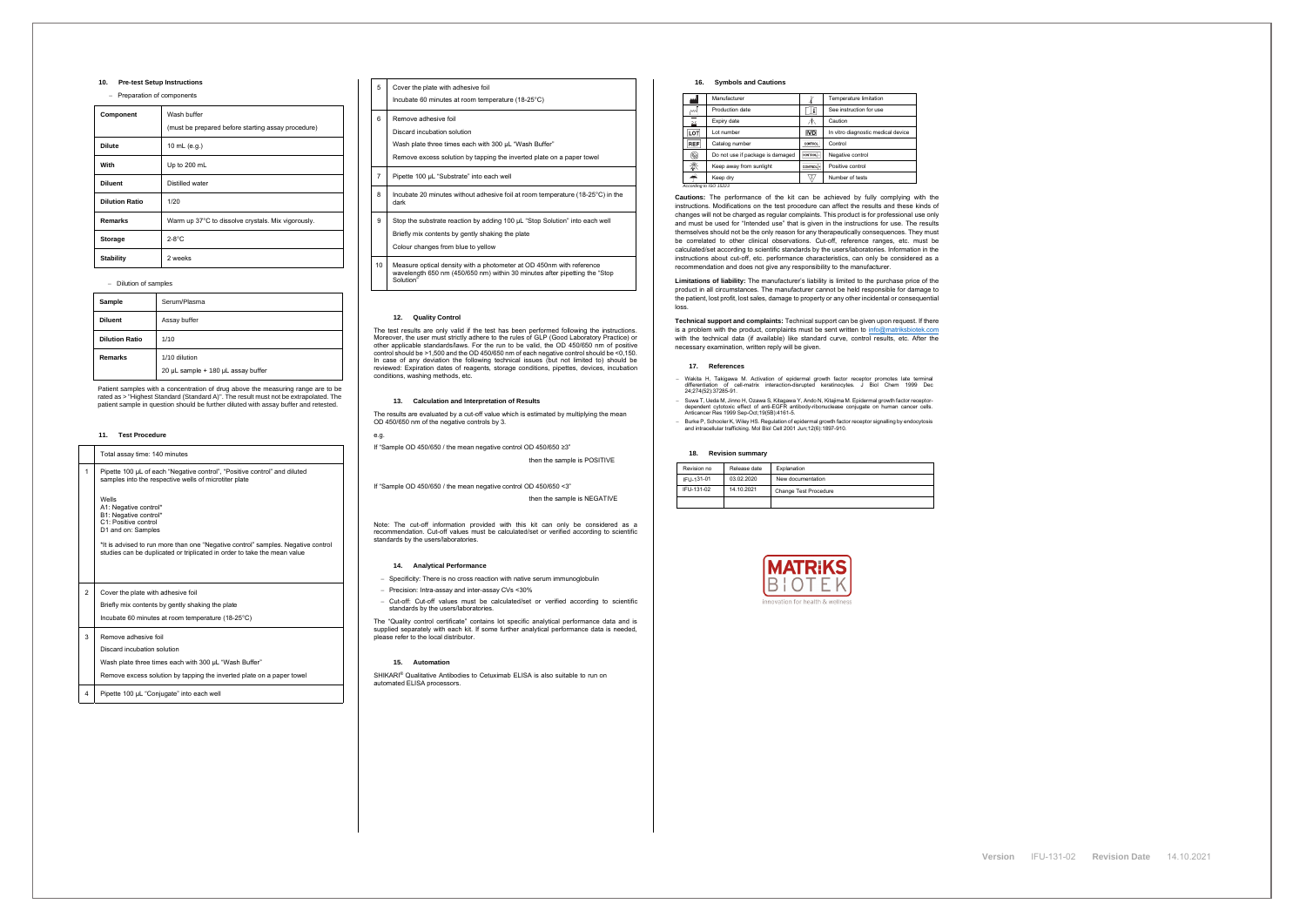## 10. Pre-test Setup Instructions

– Preparation of components

| Component | Wash buffer<br>(must be prepared before starting assay procedure) |
|---|---|
| **Dilute** | 10 mL (e.g.) |
| **With** | Up to 200 mL |
| **Diluent** | Distilled water |
| **Dilution Ratio** | 1/20 |
| **Remarks** | Warm up 37°C to dissolve crystals. Mix vigorously. |
| **Storage** | 2-8°C |
| **Stability** | 2 weeks |

– Dilution of samples

| Sample | Serum/Plasma |
|---|---|
| **Diluent** | Assay buffer |
| **Dilution Ratio** | 1/10 |
| **Remarks** | 1/10 dilution<br>20 µL sample + 180 µL assay buffer |

Patient samples with a concentration of drug above the measuring range are to be rated as >"Highest Standard (Standard A)". The result must not be extrapolated. The patient sample in question should be further diluted with assay buffer and retested.

## 11. Test Procedure

| | Total assay time: 140 minutes |
|---|---|
| 1 | Pipette 100 µL of each "Negative control", "Positive control" and diluted samples into the respective wells of microtiter plate<br><br>Wells<br>A1: Negative control*<br>B1: Negative control*<br>C1: Positive control<br>D1 and on: Samples<br><br>*It is advised to run more than one "Negative control" samples. Negative control studies can be duplicated or triplicated in order to take the mean value |
| 2 | Cover the plate with adhesive foil<br>Briefly mix contents by gently shaking the plate<br>Incubate 60 minutes at room temperature (18-25°C) |
| 3 | Remove adhesive foil<br>Discard incubation solution<br>Wash plate three times each with 300 µL "Wash Buffer"<br>Remove excess solution by tapping the inverted plate on a paper towel |
| 4 | Pipette 100 µL "Conjugate" into each well |
| 5 | Cover the plate with adhesive foil<br>Incubate 60 minutes at room temperature (18-25°C) |
| 6 | Remove adhesive foil<br>Discard incubation solution<br>Wash plate three times each with 300 µL "Wash Buffer"<br>Remove excess solution by tapping the inverted plate on a paper towel |
| 7 | Pipette 100 µL "Substrate" into each well |
| 8 | Incubate 20 minutes without adhesive foil at room temperature (18-25°C) in the dark |
| 9 | Stop the substrate reaction by adding 100 µL "Stop Solution" into each well<br>Briefly mix contents by gently shaking the plate<br>Colour changes from blue to yellow |
| 10 | Measure optical density with a photometer at OD 450nm with reference wavelength 650 nm (450/650 nm) within 30 minutes after pipetting the "Stop Solution" |

## 12. Quality Control

The test results are only valid if the test has been performed following the instructions. Moreover, the user must strictly adhere to the rules of GLP (Good Laboratory Practice) or other applicable standards/laws. For the run to be valid, the OD 450/650 nm of positive control should be >1,500 and the OD 450/650 nm of each negative control should be <0,150. In case of any deviation the following technical issues (but not limited to) should be reviewed: Expiration dates of reagents, storage conditions, pipettes, devices, incubation conditions, washing methods, etc.

## 13. Calculation and Interpretation of Results

The results are evaluated by a cut-off value which is estimated by multiplying the mean OD 450/650 nm of the negative controls by 3.

e.g.

If "Sample OD 450/650 / the mean negative control OD 450/650 ≥3"

then the sample is POSITIVE

If "Sample OD 450/650 / the mean negative control OD 450/650 <3"

then the sample is NEGATIVE

Note: The cut-off information provided with this kit can only be considered as a recommendation. Cut-off values must be calculated/set or verified according to scientific standards by the users/laboratories.

## 14. Analytical Performance

– Specificity: There is no cross reaction with native serum immunoglobulin
– Precision: Intra-assay and inter-assay CVs <30%
– Cut-off: Cut-off values must be calculated/set or verified according to scientific standards by the users/laboratories.

The "Quality control certificate" contains lot specific analytical performance data and is supplied separately with each kit. If some further analytical performance data is needed, please refer to the local distributor.

## 15. Automation

SHIKARI® Qualitative Antibodies to Cetuximab ELISA is also suitable to run on automated ELISA processors.

## 16. Symbols and Cautions

| | | | |
|---|---|---|---|
| | Manufacturer | | Temperature limitation |
| | Production date | | See instruction for use |
| | Expiry date | | Caution |
| LOT | Lot number | IVD | In vitro diagnostic medical device |
| REF | Catalog number | CONTROL | Control |
| | Do not use if package is damaged | CONTROL - | Negative control |
| | Keep away from sunlight | CONTROL + | Positive control |
| | Keep dry | | Number of tests |

*According to ISO 15223*

**Cautions:** The performance of the kit can be achieved by fully complying with the instructions. Modifications on the test procedure can affect the results and these kinds of changes will not be charged as regular complaints. This product is for professional use only and must be used for "Intended use" that is given in the instructions for use. The results themselves should not be the only reason for any therapeutically consequences. They must be correlated to other clinical observations. Cut-off, reference ranges, etc. must be calculated/set according to scientific standards by the users/laboratories. Information in the instructions about cut-off, etc. performance characteristics, can only be considered as a recommendation and does not give any responsibility to the manufacturer.

**Limitations of liability:** The manufacturer's liability is limited to the purchase price of the product in all circumstances. The manufacturer cannot be held responsible for damage to the patient, lost profit, lost sales, damage to property or any other incidental or consequential loss.

**Technical support and complaints:** Technical support can be given upon request. If there is a problem with the product, complaints must be sent written to info@matriksbiotek.com with the technical data (if available) like standard curve, control results, etc. After the necessary examination, written reply will be given.

## 17. References

– Wakita H, Takigawa M. Activation of epidermal growth factor receptor promotes late terminal differentiation of cell-matrix interaction-disrupted keratinocytes. J Biol Chem 1999 Dec 24;274(52):37285-91.
– Suwa T, Ueda M, Jinno H, Ozawa S, Kitagawa Y, Ando N, Kitajima M. Epidermal growth factor receptor-dependent cytotoxic effect of anti-EGFR antibody-ribonuclease conjugate on human cancer cells. Anticancer Res 1999 Sep-Oct;19(5B):4161-5.
– Burke P, Schooler K, Wiley HS. Regulation of epidermal growth factor receptor signalling by endocytosis and intracellular trafficking. Mol Biol Cell 2001 Jun;12(6):1897-910.

## 18. Revision summary

| Revision no | Release date | Explanation |
|---|---|---|
| IFU-131-01 | 03.02.2020 | New documentation |
| IFU-131-02 | 14.10.2021 | Change Test Procedure |
| | | |

MATRIKS BIOTEK
innovation for health & wellness

**Version** IFU-131-02 **Revision Date** 14.10.2021